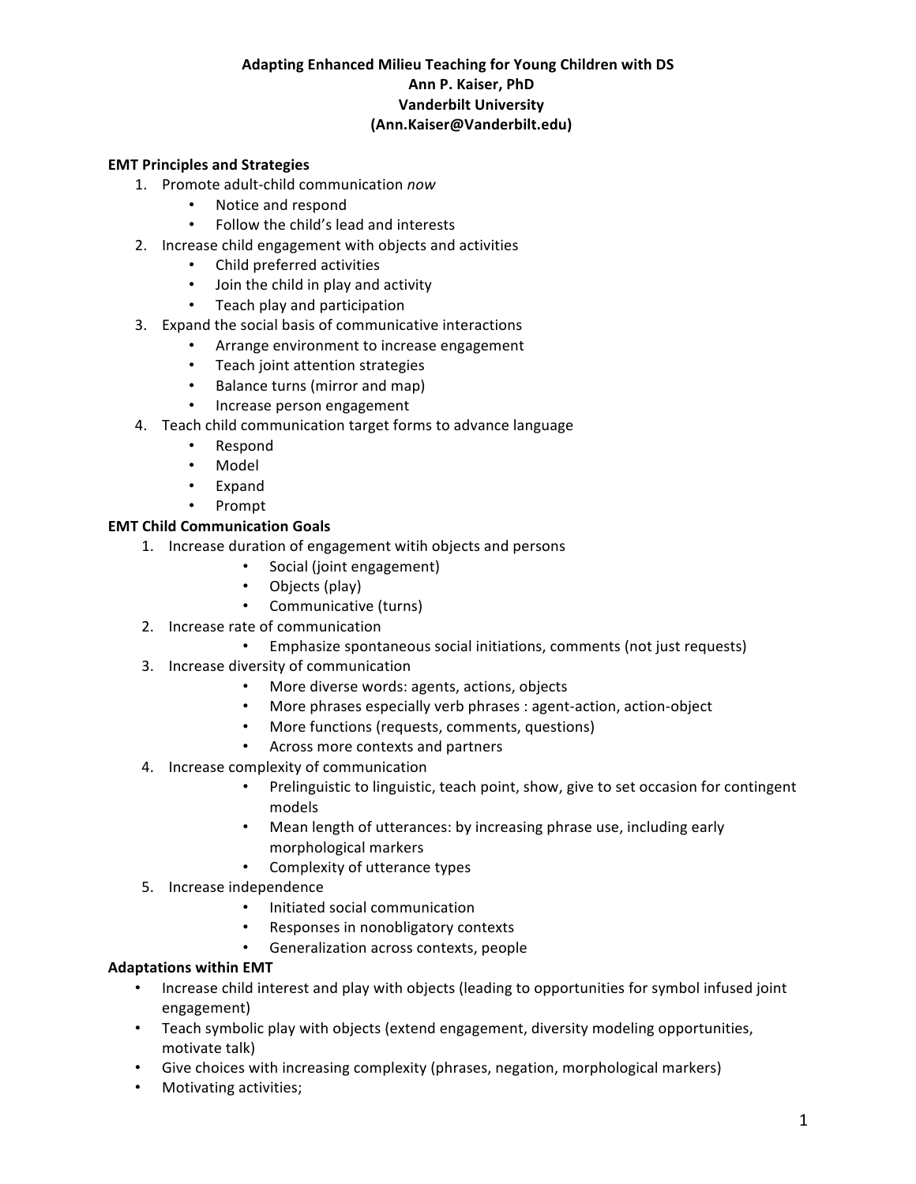**Adapting Enhanced Milieu Teaching for Young Children with DS**
**Ann P. Kaiser, PhD**
**Vanderbilt University**
**(Ann.Kaiser@Vanderbilt.edu)**

**EMT Principles and Strategies**

1. Promote adult-child communication *now*
    - Notice and respond
    - Follow the child's lead and interests
2. Increase child engagement with objects and activities
    - Child preferred activities
    - Join the child in play and activity
    - Teach play and participation
3. Expand the social basis of communicative interactions
    - Arrange environment to increase engagement
    - Teach joint attention strategies
    - Balance turns (mirror and map)
    - Increase person engagement
4. Teach child communication target forms to advance language
    - Respond
    - Model
    - Expand
    - Prompt

**EMT Child Communication Goals**

1. Increase duration of engagement witih objects and persons
    - Social (joint engagement)
    - Objects (play)
    - Communicative (turns)
2. Increase rate of communication
    - Emphasize spontaneous social initiations, comments (not just requests)
3. Increase diversity of communication
    - More diverse words: agents, actions, objects
    - More phrases especially verb phrases : agent-action, action-object
    - More functions (requests, comments, questions)
    - Across more contexts and partners
4. Increase complexity of communication
    - Prelinguistic to linguistic, teach point, show, give to set occasion for contingent models
    - Mean length of utterances: by increasing phrase use, including early morphological markers
    - Complexity of utterance types
5. Increase independence
    - Initiated social communication
    - Responses in nonobligatory contexts
    - Generalization across contexts, people

**Adaptations within EMT**

- Increase child interest and play with objects (leading to opportunities for symbol infused joint engagement)
- Teach symbolic play with objects (extend engagement, diversity modeling opportunities, motivate talk)
- Give choices with increasing complexity (phrases, negation, morphological markers)
- Motivating activities;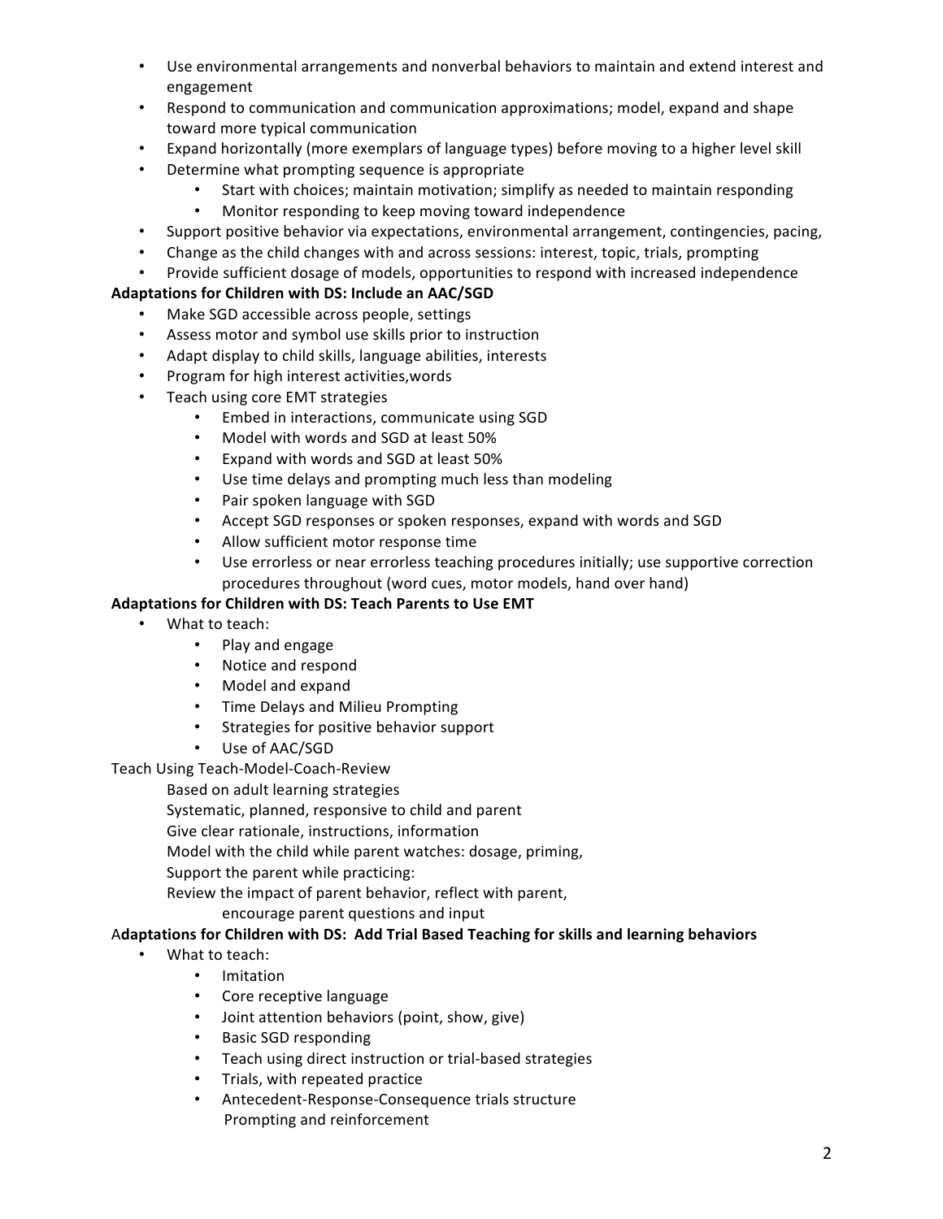- Use environmental arrangements and nonverbal behaviors to maintain and extend interest and engagement
- Respond to communication and communication approximations; model, expand and shape toward more typical communication
- Expand horizontally (more exemplars of language types) before moving to a higher level skill
- Determine what prompting sequence is appropriate
    - Start with choices; maintain motivation; simplify as needed to maintain responding
    - Monitor responding to keep moving toward independence
- Support positive behavior via expectations, environmental arrangement, contingencies, pacing,
- Change as the child changes with and across sessions: interest, topic, trials, prompting
- Provide sufficient dosage of models, opportunities to respond with increased independence

**Adaptations for Children with DS: Include an AAC/SGD**

- Make SGD accessible across people, settings
- Assess motor and symbol use skills prior to instruction
- Adapt display to child skills, language abilities, interests
- Program for high interest activities,words
- Teach using core EMT strategies
    - Embed in interactions, communicate using SGD
    - Model with words and SGD at least 50%
    - Expand with words and SGD at least 50%
    - Use time delays and prompting much less than modeling
    - Pair spoken language with SGD
    - Accept SGD responses or spoken responses, expand with words and SGD
    - Allow sufficient motor response time
    - Use errorless or near errorless teaching procedures initially; use supportive correction procedures throughout (word cues, motor models, hand over hand)

**Adaptations for Children with DS: Teach Parents to Use EMT**

- What to teach:
    - Play and engage
    - Notice and respond
    - Model and expand
    - Time Delays and Milieu Prompting
    - Strategies for positive behavior support
    - Use of AAC/SGD

Teach Using Teach-Model-Coach-Review

Based on adult learning strategies
Systematic, planned, responsive to child and parent
Give clear rationale, instructions, information
Model with the child while parent watches: dosage, priming,
Support the parent while practicing:
Review the impact of parent behavior, reflect with parent,
encourage parent questions and input

A**daptations for Children with DS: Add Trial Based Teaching for skills and learning behaviors**

- What to teach:
    - Imitation
    - Core receptive language
    - Joint attention behaviors (point, show, give)
    - Basic SGD responding
    - Teach using direct instruction or trial-based strategies
    - Trials, with repeated practice
    - Antecedent-Response-Consequence trials structure
      Prompting and reinforcement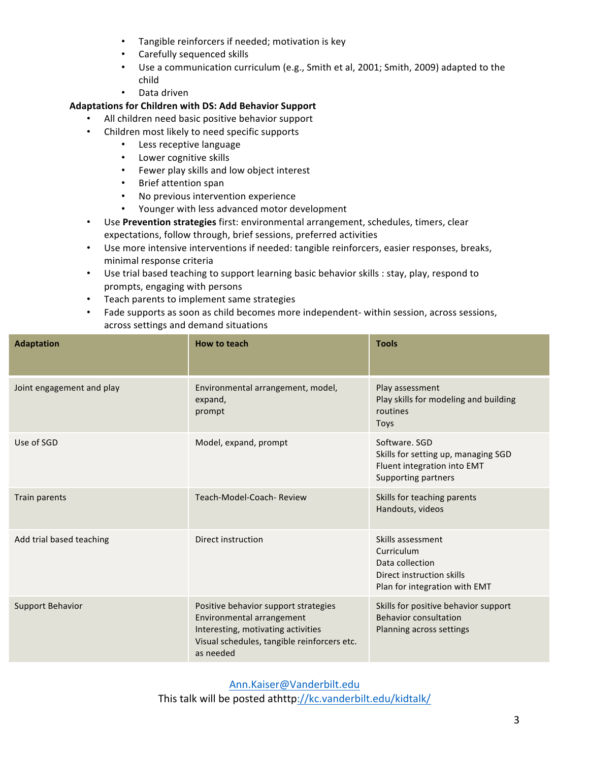- Tangible reinforcers if needed; motivation is key
- Carefully sequenced skills
- Use a communication curriculum (e.g., Smith et al, 2001; Smith, 2009) adapted to the child
- Data driven

**Adaptations for Children with DS: Add Behavior Support**

- All children need basic positive behavior support
- Children most likely to need specific supports
  - Less receptive language
  - Lower cognitive skills
  - Fewer play skills and low object interest
  - Brief attention span
  - No previous intervention experience
  - Younger with less advanced motor development
- Use **Prevention strategies** first: environmental arrangement, schedules, timers, clear expectations, follow through, brief sessions, preferred activities
- Use more intensive interventions if needed: tangible reinforcers, easier responses, breaks, minimal response criteria
- Use trial based teaching to support learning basic behavior skills : stay, play, respond to prompts, engaging with persons
- Teach parents to implement same strategies
- Fade supports as soon as child becomes more independent- within session, across sessions, across settings and demand situations

| Adaptation | How to teach | Tools |
|---|---|---|
| Joint engagement and play | Environmental arrangement, model, expand, prompt | Play assessment<br>Play skills for modeling and building routines<br>Toys |
| Use of SGD | Model, expand, prompt | Software. SGD<br>Skills for setting up, managing SGD<br>Fluent integration into EMT<br>Supporting partners |
| Train parents | Teach-Model-Coach- Review | Skills for teaching parents<br>Handouts, videos |
| Add trial based teaching | Direct instruction | Skills assessment<br>Curriculum<br>Data collection<br>Direct instruction skills<br>Plan for integration with EMT |
| Support Behavior | Positive behavior support strategies<br>Environmental arrangement<br>Interesting, motivating activities<br>Visual schedules, tangible reinforcers etc. as needed | Skills for positive behavior support<br>Behavior consultation<br>Planning across settings |

Ann.Kaiser@Vanderbilt.edu

This talk will be posted athttp://kc.vanderbilt.edu/kidtalk/